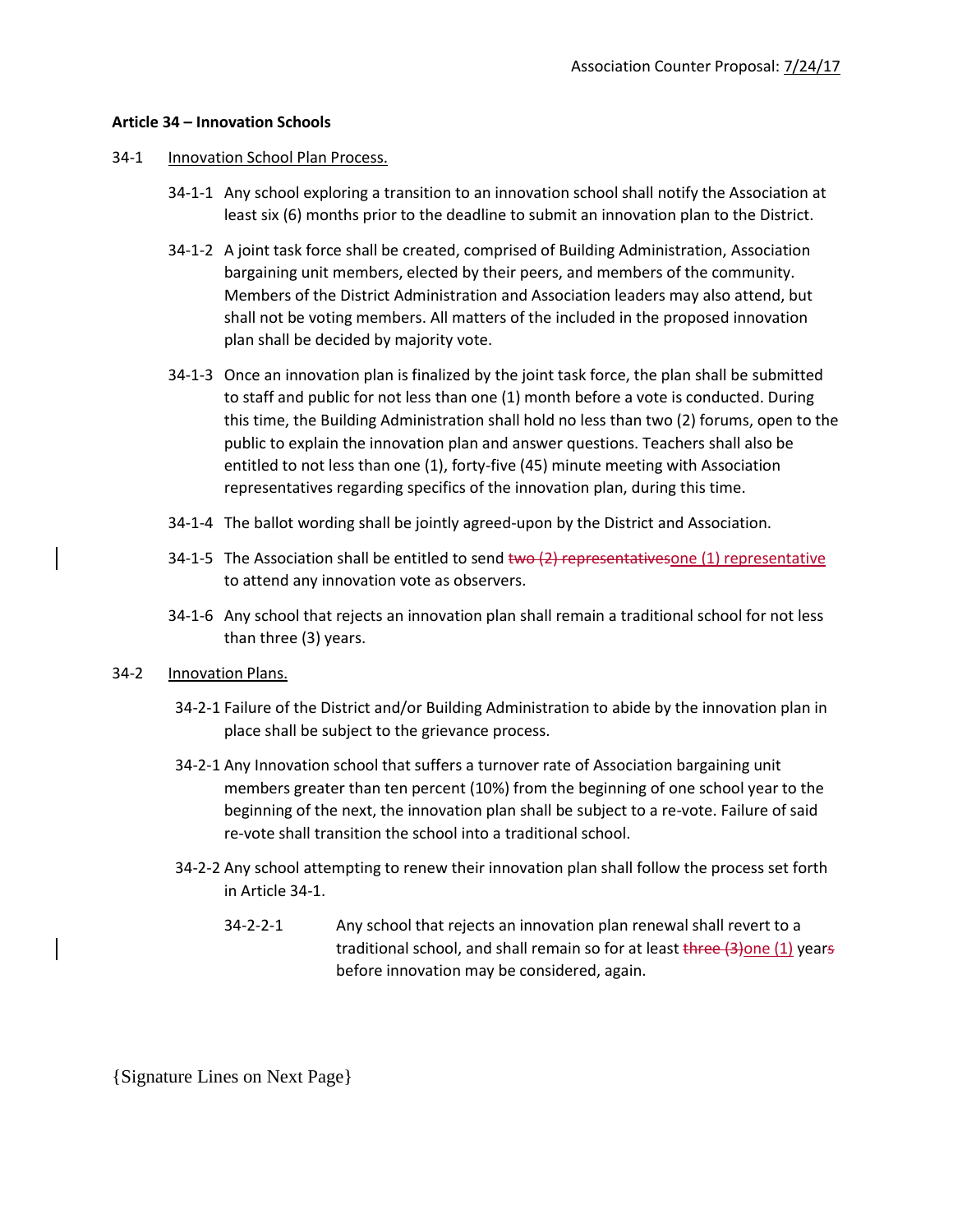Association Counter Proposal: 7/24/17

**Article 34 – Innovation Schools**

34-1 Innovation School Plan Process.

34-1-1 Any school exploring a transition to an innovation school shall notify the Association at least six (6) months prior to the deadline to submit an innovation plan to the District.

34-1-2 A joint task force shall be created, comprised of Building Administration, Association bargaining unit members, elected by their peers, and members of the community. Members of the District Administration and Association leaders may also attend, but shall not be voting members. All matters of the included in the proposed innovation plan shall be decided by majority vote.

34-1-3 Once an innovation plan is finalized by the joint task force, the plan shall be submitted to staff and public for not less than one (1) month before a vote is conducted. During this time, the Building Administration shall hold no less than two (2) forums, open to the public to explain the innovation plan and answer questions. Teachers shall also be entitled to not less than one (1), forty-five (45) minute meeting with Association representatives regarding specifics of the innovation plan, during this time.

34-1-4 The ballot wording shall be jointly agreed-upon by the District and Association.

34-1-5 The Association shall be entitled to send ~~two (2) representatives~~one (1) representative to attend any innovation vote as observers.

34-1-6 Any school that rejects an innovation plan shall remain a traditional school for not less than three (3) years.

34-2 Innovation Plans.

34-2-1 Failure of the District and/or Building Administration to abide by the innovation plan in place shall be subject to the grievance process.

34-2-1 Any Innovation school that suffers a turnover rate of Association bargaining unit members greater than ten percent (10%) from the beginning of one school year to the beginning of the next, the innovation plan shall be subject to a re-vote. Failure of said re-vote shall transition the school into a traditional school.

34-2-2 Any school attempting to renew their innovation plan shall follow the process set forth in Article 34-1.

34-2-2-1 Any school that rejects an innovation plan renewal shall revert to a traditional school, and shall remain so for at least ~~three (3)~~one (1) year~~s~~ before innovation may be considered, again.

{Signature Lines on Next Page}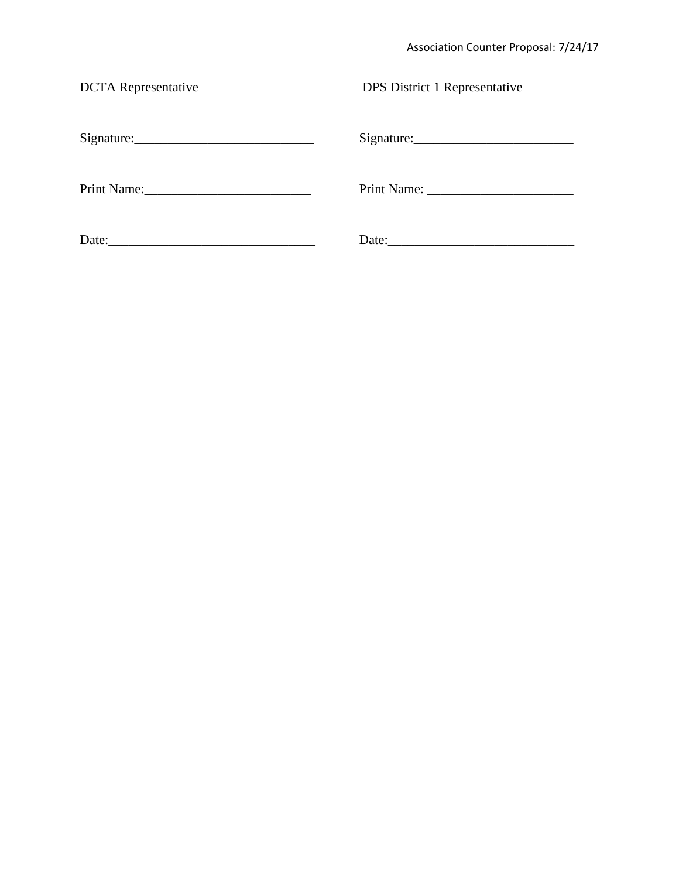DCTA Representative

Signature:___________________________

Print Name:_________________________

Date:_______________________________

DPS District 1 Representative

Signature:________________________

Print Name: ______________________

Date:____________________________